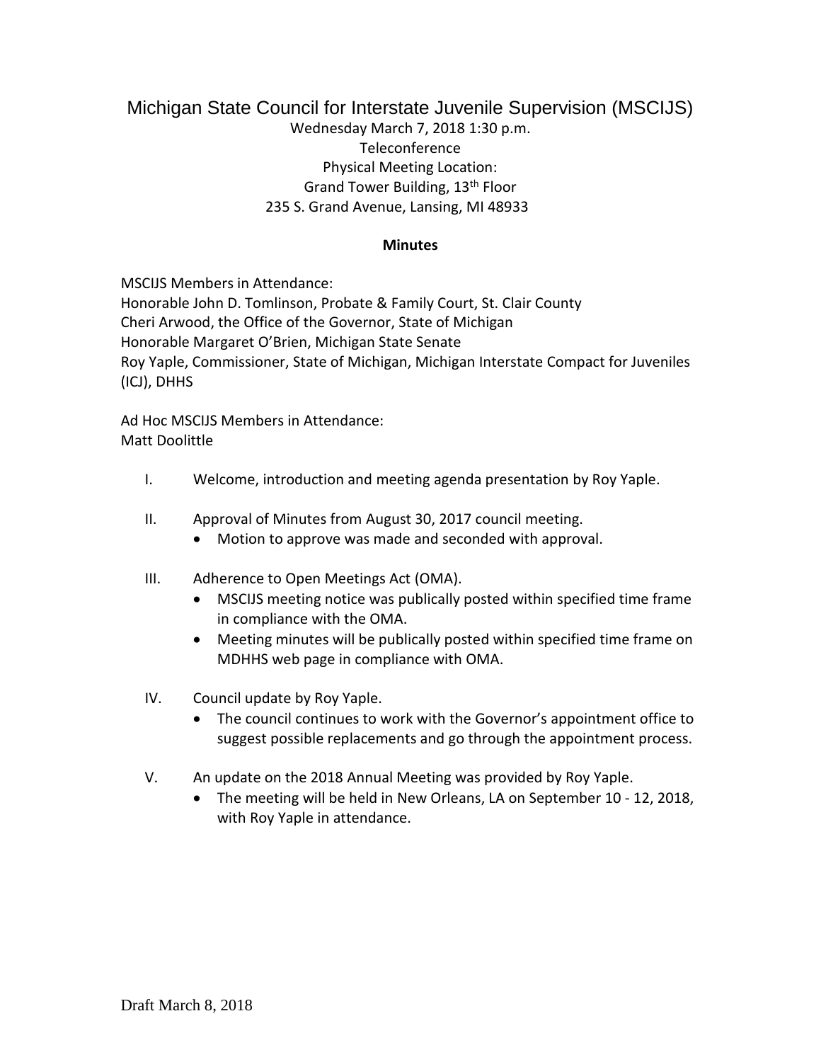# Michigan State Council for Interstate Juvenile Supervision (MSCIJS)

Wednesday March 7, 2018 1:30 p.m.
Teleconference
Physical Meeting Location:
Grand Tower Building, 13th Floor
235 S. Grand Avenue, Lansing, MI 48933

**Minutes**

MSCIJS Members in Attendance:
Honorable John D. Tomlinson, Probate & Family Court, St. Clair County
Cheri Arwood, the Office of the Governor, State of Michigan
Honorable Margaret O'Brien, Michigan State Senate
Roy Yaple, Commissioner, State of Michigan, Michigan Interstate Compact for Juveniles (ICJ), DHHS

Ad Hoc MSCIJS Members in Attendance:
Matt Doolittle

I. Welcome, introduction and meeting agenda presentation by Roy Yaple.

II. Approval of Minutes from August 30, 2017 council meeting.
   - Motion to approve was made and seconded with approval.

III. Adherence to Open Meetings Act (OMA).
   - MSCIJS meeting notice was publically posted within specified time frame in compliance with the OMA.
   - Meeting minutes will be publically posted within specified time frame on MDHHS web page in compliance with OMA.

IV. Council update by Roy Yaple.
   - The council continues to work with the Governor's appointment office to suggest possible replacements and go through the appointment process.

V. An update on the 2018 Annual Meeting was provided by Roy Yaple.
   - The meeting will be held in New Orleans, LA on September 10 - 12, 2018, with Roy Yaple in attendance.

Draft March 8, 2018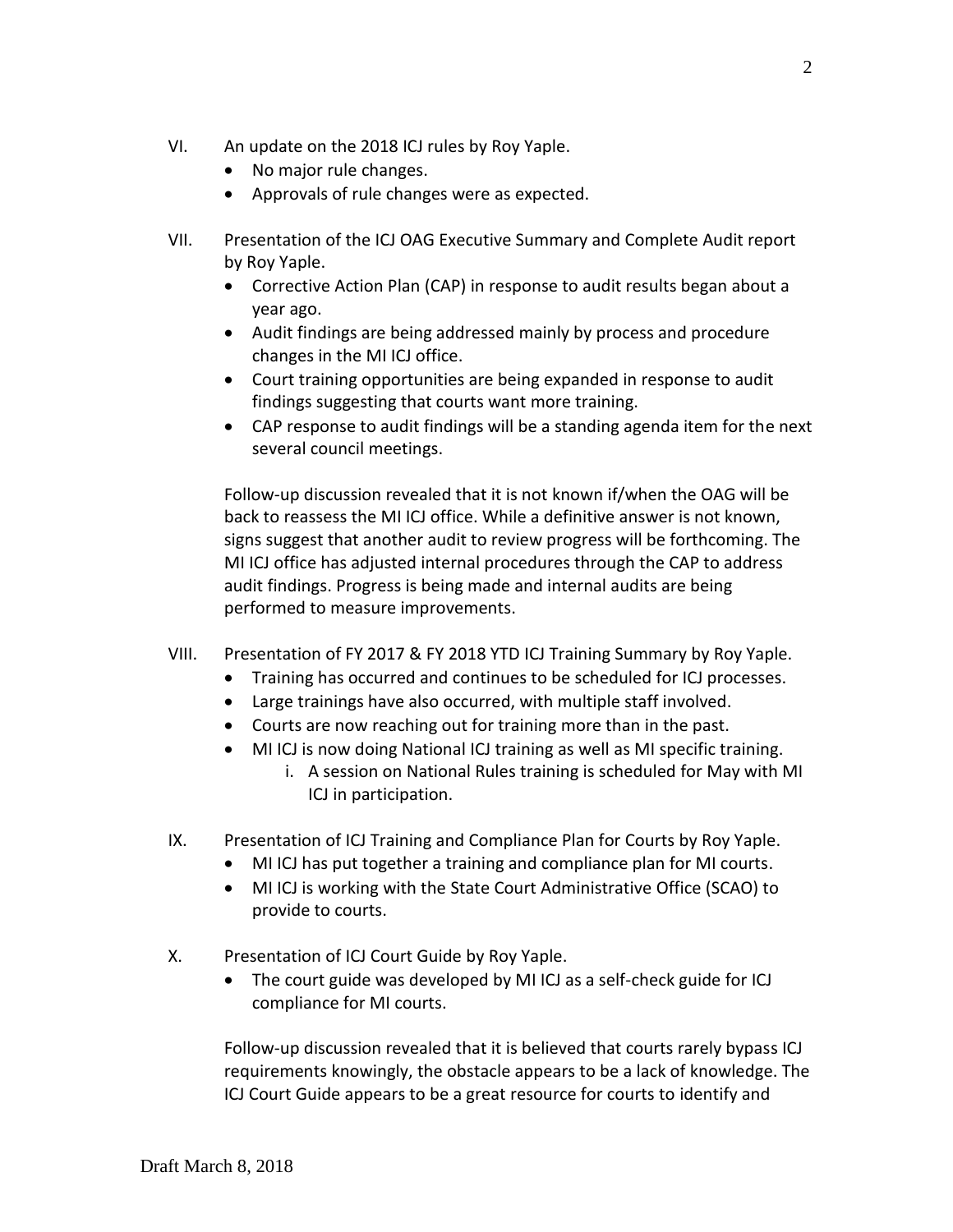VI. An update on the 2018 ICJ rules by Roy Yaple.
- No major rule changes.
- Approvals of rule changes were as expected.

VII. Presentation of the ICJ OAG Executive Summary and Complete Audit report by Roy Yaple.
- Corrective Action Plan (CAP) in response to audit results began about a year ago.
- Audit findings are being addressed mainly by process and procedure changes in the MI ICJ office.
- Court training opportunities are being expanded in response to audit findings suggesting that courts want more training.
- CAP response to audit findings will be a standing agenda item for the next several council meetings.

Follow-up discussion revealed that it is not known if/when the OAG will be back to reassess the MI ICJ office. While a definitive answer is not known, signs suggest that another audit to review progress will be forthcoming. The MI ICJ office has adjusted internal procedures through the CAP to address audit findings. Progress is being made and internal audits are being performed to measure improvements.

VIII. Presentation of FY 2017 & FY 2018 YTD ICJ Training Summary by Roy Yaple.
- Training has occurred and continues to be scheduled for ICJ processes.
- Large trainings have also occurred, with multiple staff involved.
- Courts are now reaching out for training more than in the past.
- MI ICJ is now doing National ICJ training as well as MI specific training.
    i. A session on National Rules training is scheduled for May with MI ICJ in participation.

IX. Presentation of ICJ Training and Compliance Plan for Courts by Roy Yaple.
- MI ICJ has put together a training and compliance plan for MI courts.
- MI ICJ is working with the State Court Administrative Office (SCAO) to provide to courts.

X. Presentation of ICJ Court Guide by Roy Yaple.
- The court guide was developed by MI ICJ as a self-check guide for ICJ compliance for MI courts.

Follow-up discussion revealed that it is believed that courts rarely bypass ICJ requirements knowingly, the obstacle appears to be a lack of knowledge. The ICJ Court Guide appears to be a great resource for courts to identify and

Draft March 8, 2018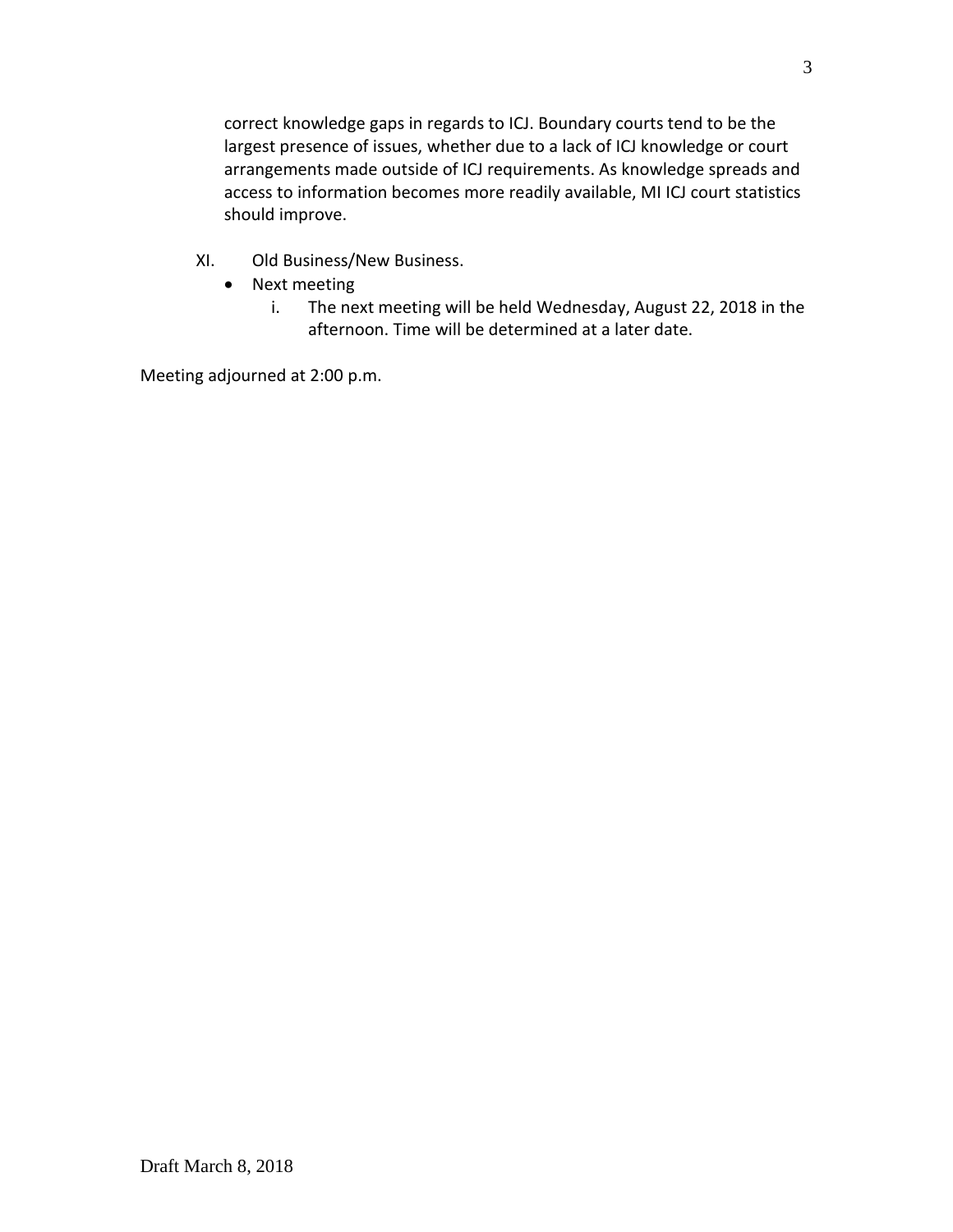correct knowledge gaps in regards to ICJ. Boundary courts tend to be the largest presence of issues, whether due to a lack of ICJ knowledge or court arrangements made outside of ICJ requirements. As knowledge spreads and access to information becomes more readily available, MI ICJ court statistics should improve.

XI. Old Business/New Business.

- Next meeting
  i. The next meeting will be held Wednesday, August 22, 2018 in the afternoon. Time will be determined at a later date.

Meeting adjourned at 2:00 p.m.

Draft March 8, 2018